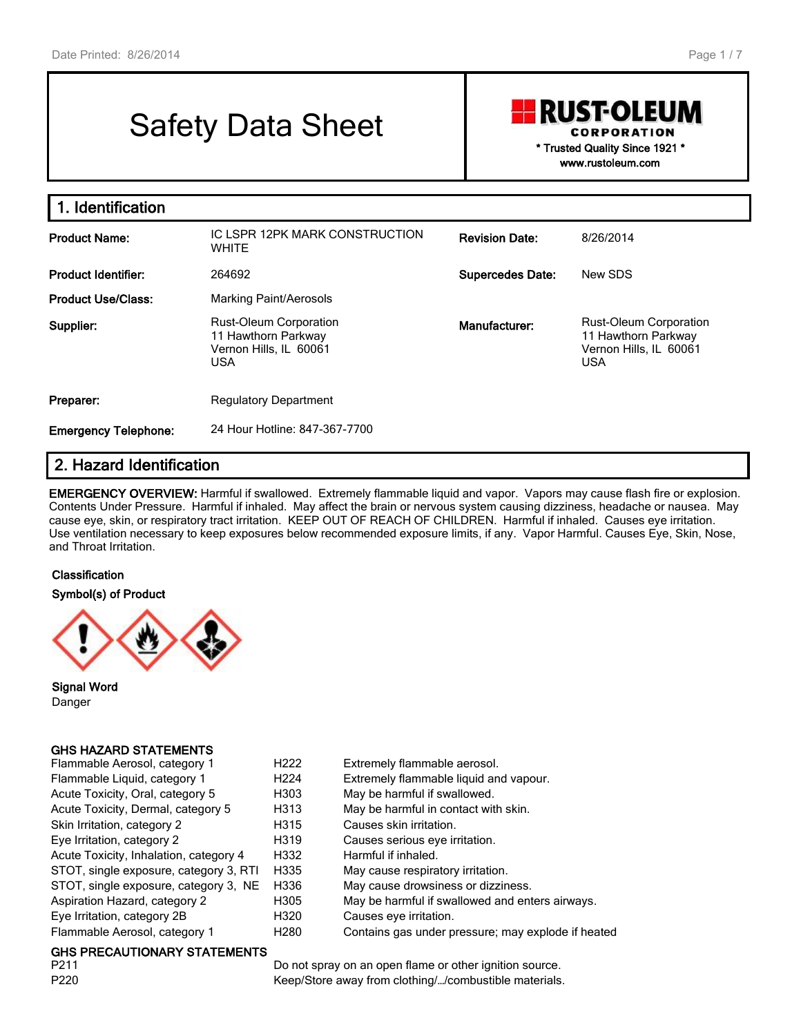# Safety Data Sheet

**RUST-OLEUM CORPORATION**
\* Trusted Quality Since 1921 \*
www.rustoleum.com

## 1. Identification

| | | | |
|---|---|---|---|
| **Product Name:** | IC LSPR 12PK MARK CONSTRUCTION WHITE | **Revision Date:** | 8/26/2014 |
| **Product Identifier:** | 264692 | **Supercedes Date:** | New SDS |
| **Product Use/Class:** | Marking Paint/Aerosols | | |
| **Supplier:** | Rust-Oleum Corporation<br>11 Hawthorn Parkway<br>Vernon Hills, IL 60061<br>USA | **Manufacturer:** | Rust-Oleum Corporation<br>11 Hawthorn Parkway<br>Vernon Hills, IL 60061<br>USA |
| **Preparer:** | Regulatory Department | | |
| **Emergency Telephone:** | 24 Hour Hotline: 847-367-7700 | | |

## 2. Hazard Identification

**EMERGENCY OVERVIEW:** Harmful if swallowed. Extremely flammable liquid and vapor. Vapors may cause flash fire or explosion. Contents Under Pressure. Harmful if inhaled. May affect the brain or nervous system causing dizziness, headache or nausea. May cause eye, skin, or respiratory tract irritation. KEEP OUT OF REACH OF CHILDREN. Harmful if inhaled. Causes eye irritation. Use ventilation necessary to keep exposures below recommended exposure limits, if any. Vapor Harmful. Causes Eye, Skin, Nose, and Throat Irritation.

**Classification**

**Symbol(s) of Product**

**Signal Word**
Danger

**GHS HAZARD STATEMENTS**

| | | |
|---|---|---|
| Flammable Aerosol, category 1 | H222 | Extremely flammable aerosol. |
| Flammable Liquid, category 1 | H224 | Extremely flammable liquid and vapour. |
| Acute Toxicity, Oral, category 5 | H303 | May be harmful if swallowed. |
| Acute Toxicity, Dermal, category 5 | H313 | May be harmful in contact with skin. |
| Skin Irritation, category 2 | H315 | Causes skin irritation. |
| Eye Irritation, category 2 | H319 | Causes serious eye irritation. |
| Acute Toxicity, Inhalation, category 4 | H332 | Harmful if inhaled. |
| STOT, single exposure, category 3, RTI | H335 | May cause respiratory irritation. |
| STOT, single exposure, category 3, NE | H336 | May cause drowsiness or dizziness. |
| Aspiration Hazard, category 2 | H305 | May be harmful if swallowed and enters airways. |
| Eye Irritation, category 2B | H320 | Causes eye irritation. |
| Flammable Aerosol, category 1 | H280 | Contains gas under pressure; may explode if heated |

**GHS PRECAUTIONARY STATEMENTS**

| | |
|---|---|
| P211 | Do not spray on an open flame or other ignition source. |
| P220 | Keep/Store away from clothing/…/combustible materials. |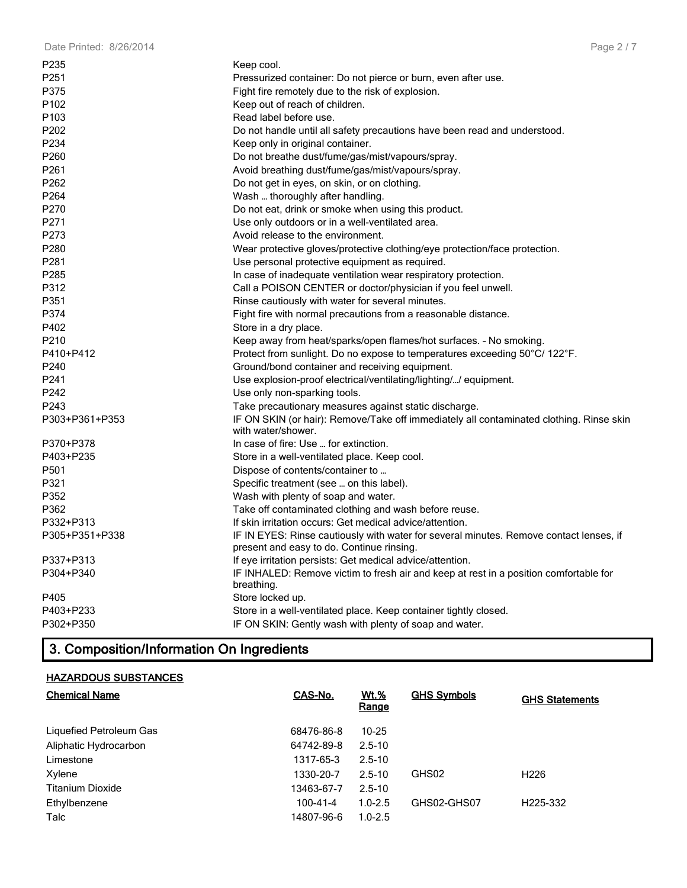| | |
|---|---|
| P235 | Keep cool. |
| P251 | Pressurized container: Do not pierce or burn, even after use. |
| P375 | Fight fire remotely due to the risk of explosion. |
| P102 | Keep out of reach of children. |
| P103 | Read label before use. |
| P202 | Do not handle until all safety precautions have been read and understood. |
| P234 | Keep only in original container. |
| P260 | Do not breathe dust/fume/gas/mist/vapours/spray. |
| P261 | Avoid breathing dust/fume/gas/mist/vapours/spray. |
| P262 | Do not get in eyes, on skin, or on clothing. |
| P264 | Wash … thoroughly after handling. |
| P270 | Do not eat, drink or smoke when using this product. |
| P271 | Use only outdoors or in a well-ventilated area. |
| P273 | Avoid release to the environment. |
| P280 | Wear protective gloves/protective clothing/eye protection/face protection. |
| P281 | Use personal protective equipment as required. |
| P285 | In case of inadequate ventilation wear respiratory protection. |
| P312 | Call a POISON CENTER or doctor/physician if you feel unwell. |
| P351 | Rinse cautiously with water for several minutes. |
| P374 | Fight fire with normal precautions from a reasonable distance. |
| P402 | Store in a dry place. |
| P210 | Keep away from heat/sparks/open flames/hot surfaces. – No smoking. |
| P410+P412 | Protect from sunlight. Do no expose to temperatures exceeding 50°C/ 122°F. |
| P240 | Ground/bond container and receiving equipment. |
| P241 | Use explosion-proof electrical/ventilating/lighting/…/ equipment. |
| P242 | Use only non-sparking tools. |
| P243 | Take precautionary measures against static discharge. |
| P303+P361+P353 | IF ON SKIN (or hair): Remove/Take off immediately all contaminated clothing. Rinse skin with water/shower. |
| P370+P378 | In case of fire: Use … for extinction. |
| P403+P235 | Store in a well-ventilated place. Keep cool. |
| P501 | Dispose of contents/container to … |
| P321 | Specific treatment (see … on this label). |
| P352 | Wash with plenty of soap and water. |
| P362 | Take off contaminated clothing and wash before reuse. |
| P332+P313 | If skin irritation occurs: Get medical advice/attention. |
| P305+P351+P338 | IF IN EYES: Rinse cautiously with water for several minutes. Remove contact lenses, if present and easy to do. Continue rinsing. |
| P337+P313 | If eye irritation persists: Get medical advice/attention. |
| P304+P340 | IF INHALED: Remove victim to fresh air and keep at rest in a position comfortable for breathing. |
| P405 | Store locked up. |
| P403+P233 | Store in a well-ventilated place. Keep container tightly closed. |
| P302+P350 | IF ON SKIN: Gently wash with plenty of soap and water. |

# 3. Composition/Information On Ingredients

**HAZARDOUS SUBSTANCES**

| Chemical Name | CAS-No. | Wt.% Range | GHS Symbols | GHS Statements |
|---|---|---|---|---|
| Liquefied Petroleum Gas | 68476-86-8 | 10-25 | | |
| Aliphatic Hydrocarbon | 64742-89-8 | 2.5-10 | | |
| Limestone | 1317-65-3 | 2.5-10 | | |
| Xylene | 1330-20-7 | 2.5-10 | GHS02 | H226 |
| Titanium Dioxide | 13463-67-7 | 2.5-10 | | |
| Ethylbenzene | 100-41-4 | 1.0-2.5 | GHS02-GHS07 | H225-332 |
| Talc | 14807-96-6 | 1.0-2.5 | | |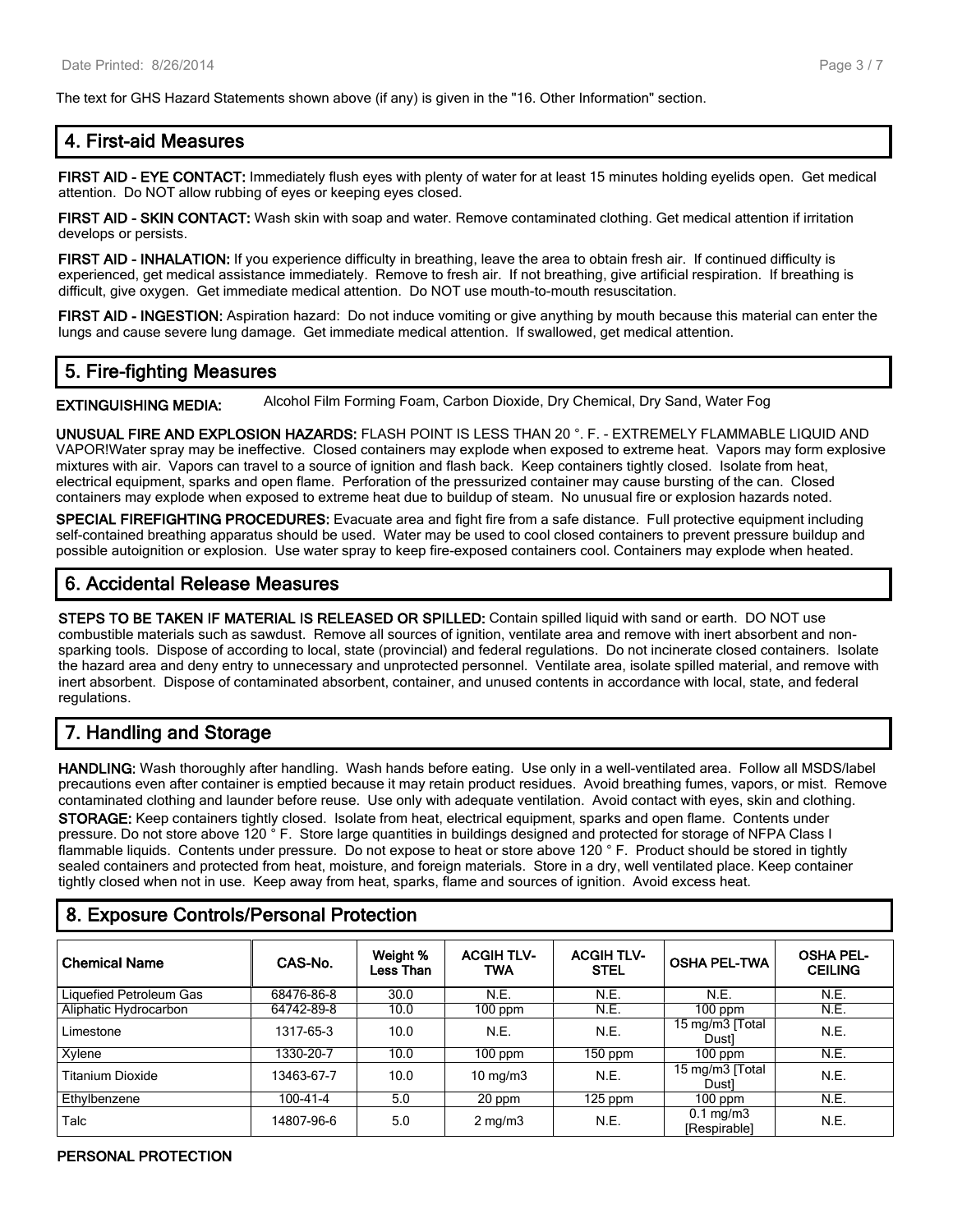The text for GHS Hazard Statements shown above (if any) is given in the "16. Other Information" section.

## 4. First-aid Measures

**FIRST AID - EYE CONTACT:** Immediately flush eyes with plenty of water for at least 15 minutes holding eyelids open. Get medical attention. Do NOT allow rubbing of eyes or keeping eyes closed.

**FIRST AID - SKIN CONTACT:** Wash skin with soap and water. Remove contaminated clothing. Get medical attention if irritation develops or persists.

**FIRST AID - INHALATION:** If you experience difficulty in breathing, leave the area to obtain fresh air. If continued difficulty is experienced, get medical assistance immediately. Remove to fresh air. If not breathing, give artificial respiration. If breathing is difficult, give oxygen. Get immediate medical attention. Do NOT use mouth-to-mouth resuscitation.

**FIRST AID - INGESTION:** Aspiration hazard: Do not induce vomiting or give anything by mouth because this material can enter the lungs and cause severe lung damage. Get immediate medical attention. If swallowed, get medical attention.

## 5. Fire-fighting Measures

**EXTINGUISHING MEDIA:** Alcohol Film Forming Foam, Carbon Dioxide, Dry Chemical, Dry Sand, Water Fog

**UNUSUAL FIRE AND EXPLOSION HAZARDS:** FLASH POINT IS LESS THAN 20 °. F. - EXTREMELY FLAMMABLE LIQUID AND VAPOR!Water spray may be ineffective. Closed containers may explode when exposed to extreme heat. Vapors may form explosive mixtures with air. Vapors can travel to a source of ignition and flash back. Keep containers tightly closed. Isolate from heat, electrical equipment, sparks and open flame. Perforation of the pressurized container may cause bursting of the can. Closed containers may explode when exposed to extreme heat due to buildup of steam. No unusual fire or explosion hazards noted.

**SPECIAL FIREFIGHTING PROCEDURES:** Evacuate area and fight fire from a safe distance. Full protective equipment including self-contained breathing apparatus should be used. Water may be used to cool closed containers to prevent pressure buildup and possible autoignition or explosion. Use water spray to keep fire-exposed containers cool. Containers may explode when heated.

## 6. Accidental Release Measures

**STEPS TO BE TAKEN IF MATERIAL IS RELEASED OR SPILLED:** Contain spilled liquid with sand or earth. DO NOT use combustible materials such as sawdust. Remove all sources of ignition, ventilate area and remove with inert absorbent and non-sparking tools. Dispose of according to local, state (provincial) and federal regulations. Do not incinerate closed containers. Isolate the hazard area and deny entry to unnecessary and unprotected personnel. Ventilate area, isolate spilled material, and remove with inert absorbent. Dispose of contaminated absorbent, container, and unused contents in accordance with local, state, and federal regulations.

## 7. Handling and Storage

**HANDLING:** Wash thoroughly after handling. Wash hands before eating. Use only in a well-ventilated area. Follow all MSDS/label precautions even after container is emptied because it may retain product residues. Avoid breathing fumes, vapors, or mist. Remove contaminated clothing and launder before reuse. Use only with adequate ventilation. Avoid contact with eyes, skin and clothing.

**STORAGE:** Keep containers tightly closed. Isolate from heat, electrical equipment, sparks and open flame. Contents under pressure. Do not store above 120 ° F. Store large quantities in buildings designed and protected for storage of NFPA Class I flammable liquids. Contents under pressure. Do not expose to heat or store above 120 ° F. Product should be stored in tightly sealed containers and protected from heat, moisture, and foreign materials. Store in a dry, well ventilated place. Keep container tightly closed when not in use. Keep away from heat, sparks, flame and sources of ignition. Avoid excess heat.

## 8. Exposure Controls/Personal Protection

| Chemical Name | CAS-No. | Weight % Less Than | ACGIH TLV-TWA | ACGIH TLV-STEL | OSHA PEL-TWA | OSHA PEL-CEILING |
|---|---|---|---|---|---|---|
| Liquefied Petroleum Gas | 68476-86-8 | 30.0 | N.E. | N.E. | N.E. | N.E. |
| Aliphatic Hydrocarbon | 64742-89-8 | 10.0 | 100 ppm | N.E. | 100 ppm | N.E. |
| Limestone | 1317-65-3 | 10.0 | N.E. | N.E. | 15 mg/m3 [Total Dust] | N.E. |
| Xylene | 1330-20-7 | 10.0 | 100 ppm | 150 ppm | 100 ppm | N.E. |
| Titanium Dioxide | 13463-67-7 | 10.0 | 10 mg/m3 | N.E. | 15 mg/m3 [Total Dust] | N.E. |
| Ethylbenzene | 100-41-4 | 5.0 | 20 ppm | 125 ppm | 100 ppm | N.E. |
| Talc | 14807-96-6 | 5.0 | 2 mg/m3 | N.E. | 0.1 mg/m3 [Respirable] | N.E. |

**PERSONAL PROTECTION**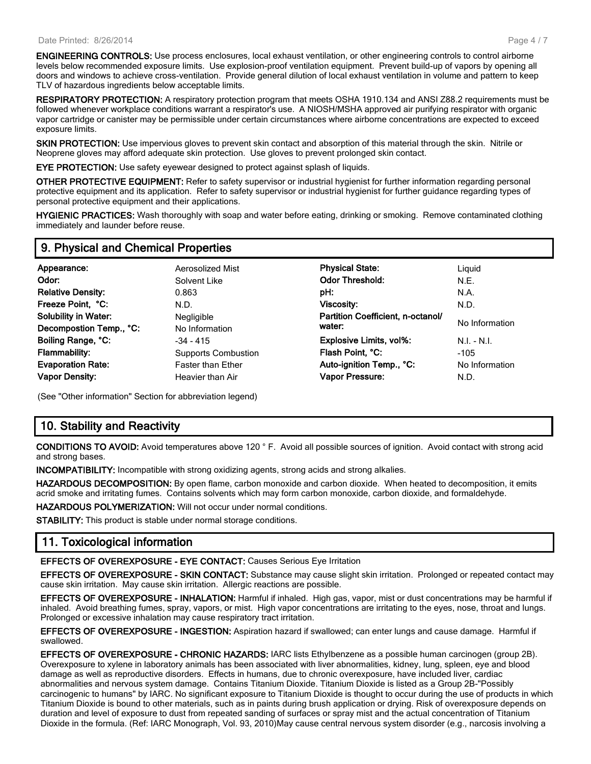**ENGINEERING CONTROLS:** Use process enclosures, local exhaust ventilation, or other engineering controls to control airborne levels below recommended exposure limits. Use explosion-proof ventilation equipment. Prevent build-up of vapors by opening all doors and windows to achieve cross-ventilation. Provide general dilution of local exhaust ventilation in volume and pattern to keep TLV of hazardous ingredients below acceptable limits.

**RESPIRATORY PROTECTION:** A respiratory protection program that meets OSHA 1910.134 and ANSI Z88.2 requirements must be followed whenever workplace conditions warrant a respirator's use. A NIOSH/MSHA approved air purifying respirator with organic vapor cartridge or canister may be permissible under certain circumstances where airborne concentrations are expected to exceed exposure limits.

**SKIN PROTECTION:** Use impervious gloves to prevent skin contact and absorption of this material through the skin. Nitrile or Neoprene gloves may afford adequate skin protection. Use gloves to prevent prolonged skin contact.

**EYE PROTECTION:** Use safety eyewear designed to protect against splash of liquids.

**OTHER PROTECTIVE EQUIPMENT:** Refer to safety supervisor or industrial hygienist for further information regarding personal protective equipment and its application. Refer to safety supervisor or industrial hygienist for further guidance regarding types of personal protective equipment and their applications.

**HYGIENIC PRACTICES:** Wash thoroughly with soap and water before eating, drinking or smoking. Remove contaminated clothing immediately and launder before reuse.

## 9. Physical and Chemical Properties

| | | | |
|---|---|---|---|
| **Appearance:** | Aerosolized Mist | **Physical State:** | Liquid |
| **Odor:** | Solvent Like | **Odor Threshold:** | N.E. |
| **Relative Density:** | 0.863 | **pH:** | N.A. |
| **Freeze Point, °C:** | N.D. | **Viscosity:** | N.D. |
| **Solubility in Water:** | Negligible | **Partition Coefficient, n-octanol/ water:** | No Information |
| **Decompostion Temp., °C:** | No Information | | |
| **Boiling Range, °C:** | -34 - 415 | **Explosive Limits, vol%:** | N.I. - N.I. |
| **Flammability:** | Supports Combustion | **Flash Point, °C:** | -105 |
| **Evaporation Rate:** | Faster than Ether | **Auto-ignition Temp., °C:** | No Information |
| **Vapor Density:** | Heavier than Air | **Vapor Pressure:** | N.D. |

(See "Other information" Section for abbreviation legend)

## 10. Stability and Reactivity

**CONDITIONS TO AVOID:** Avoid temperatures above 120 ° F. Avoid all possible sources of ignition. Avoid contact with strong acid and strong bases.

**INCOMPATIBILITY:** Incompatible with strong oxidizing agents, strong acids and strong alkalies.

**HAZARDOUS DECOMPOSITION:** By open flame, carbon monoxide and carbon dioxide. When heated to decomposition, it emits acrid smoke and irritating fumes. Contains solvents which may form carbon monoxide, carbon dioxide, and formaldehyde.

**HAZARDOUS POLYMERIZATION:** Will not occur under normal conditions.

**STABILITY:** This product is stable under normal storage conditions.

## 11. Toxicological information

**EFFECTS OF OVEREXPOSURE - EYE CONTACT:** Causes Serious Eye Irritation

**EFFECTS OF OVEREXPOSURE - SKIN CONTACT:** Substance may cause slight skin irritation. Prolonged or repeated contact may cause skin irritation. May cause skin irritation. Allergic reactions are possible.

**EFFECTS OF OVEREXPOSURE - INHALATION:** Harmful if inhaled. High gas, vapor, mist or dust concentrations may be harmful if inhaled. Avoid breathing fumes, spray, vapors, or mist. High vapor concentrations are irritating to the eyes, nose, throat and lungs. Prolonged or excessive inhalation may cause respiratory tract irritation.

**EFFECTS OF OVEREXPOSURE - INGESTION:** Aspiration hazard if swallowed; can enter lungs and cause damage. Harmful if swallowed.

**EFFECTS OF OVEREXPOSURE - CHRONIC HAZARDS:** IARC lists Ethylbenzene as a possible human carcinogen (group 2B). Overexposure to xylene in laboratory animals has been associated with liver abnormalities, kidney, lung, spleen, eye and blood damage as well as reproductive disorders. Effects in humans, due to chronic overexposure, have included liver, cardiac abnormalities and nervous system damage. Contains Titanium Dioxide. Titanium Dioxide is listed as a Group 2B-"Possibly carcinogenic to humans" by IARC. No significant exposure to Titanium Dioxide is thought to occur during the use of products in which Titanium Dioxide is bound to other materials, such as in paints during brush application or drying. Risk of overexposure depends on duration and level of exposure to dust from repeated sanding of surfaces or spray mist and the actual concentration of Titanium Dioxide in the formula. (Ref: IARC Monograph, Vol. 93, 2010)May cause central nervous system disorder (e.g., narcosis involving a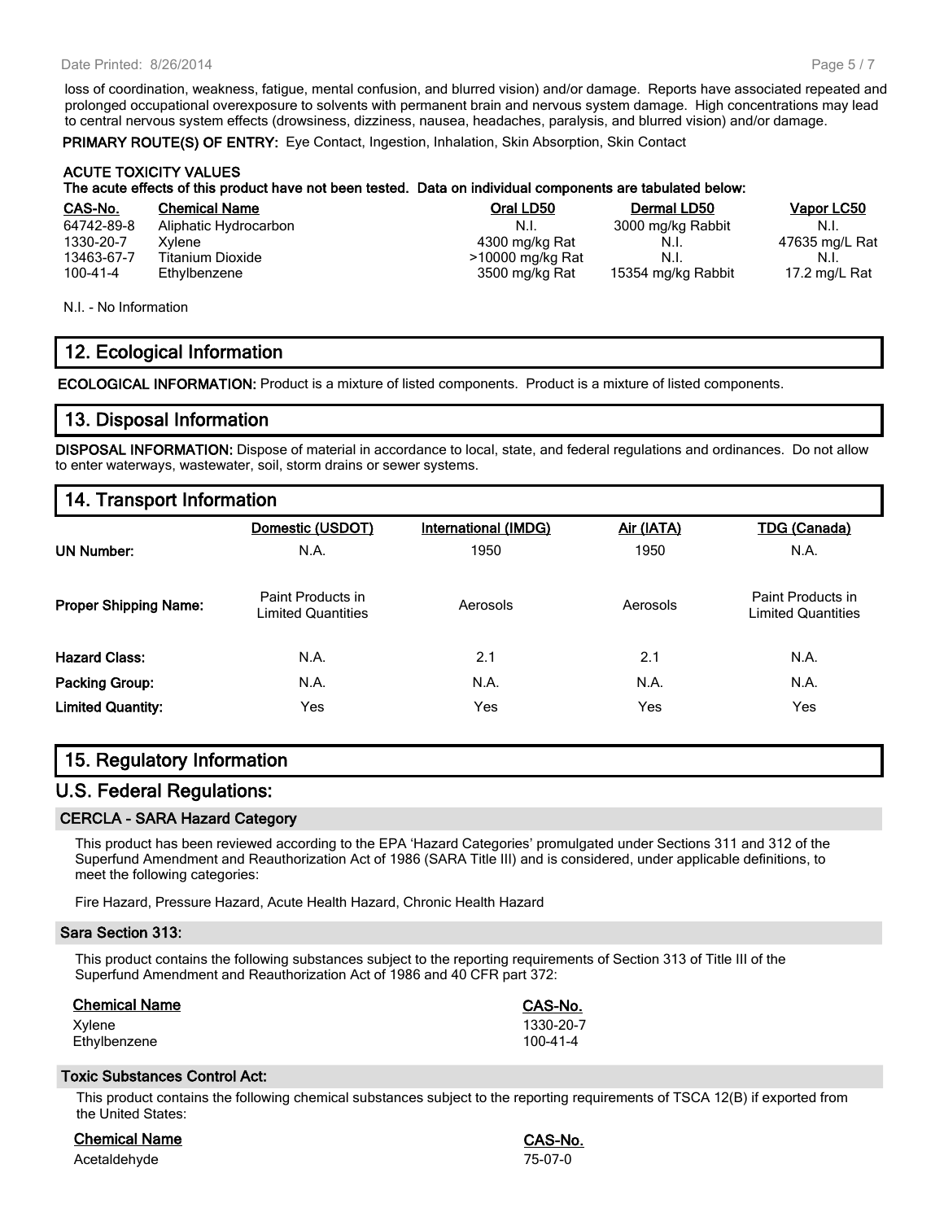loss of coordination, weakness, fatigue, mental confusion, and blurred vision) and/or damage. Reports have associated repeated and prolonged occupational overexposure to solvents with permanent brain and nervous system damage. High concentrations may lead to central nervous system effects (drowsiness, dizziness, nausea, headaches, paralysis, and blurred vision) and/or damage.

**PRIMARY ROUTE(S) OF ENTRY:** Eye Contact, Ingestion, Inhalation, Skin Absorption, Skin Contact

**ACUTE TOXICITY VALUES**

**The acute effects of this product have not been tested. Data on individual components are tabulated below:**

| CAS-No. | Chemical Name | Oral LD50 | Dermal LD50 | Vapor LC50 |
|---|---|---|---|---|
| 64742-89-8 | Aliphatic Hydrocarbon | N.I. | 3000 mg/kg Rabbit | N.I. |
| 1330-20-7 | Xylene | 4300 mg/kg Rat | N.I. | 47635 mg/L Rat |
| 13463-67-7 | Titanium Dioxide | >10000 mg/kg Rat | N.I. | N.I. |
| 100-41-4 | Ethylbenzene | 3500 mg/kg Rat | 15354 mg/kg Rabbit | 17.2 mg/L Rat |

N.I. - No Information

## 12. Ecological Information

**ECOLOGICAL INFORMATION:** Product is a mixture of listed components. Product is a mixture of listed components.

## 13. Disposal Information

**DISPOSAL INFORMATION:** Dispose of material in accordance to local, state, and federal regulations and ordinances. Do not allow to enter waterways, wastewater, soil, storm drains or sewer systems.

## 14. Transport Information

| | Domestic (USDOT) | International (IMDG) | Air (IATA) | TDG (Canada) |
|---|---|---|---|---|
| **UN Number:** | N.A. | 1950 | 1950 | N.A. |
| **Proper Shipping Name:** | Paint Products in Limited Quantities | Aerosols | Aerosols | Paint Products in Limited Quantities |
| **Hazard Class:** | N.A. | 2.1 | 2.1 | N.A. |
| **Packing Group:** | N.A. | N.A. | N.A. | N.A. |
| **Limited Quantity:** | Yes | Yes | Yes | Yes |

## 15. Regulatory Information

## U.S. Federal Regulations:

### CERCLA - SARA Hazard Category

This product has been reviewed according to the EPA 'Hazard Categories' promulgated under Sections 311 and 312 of the Superfund Amendment and Reauthorization Act of 1986 (SARA Title III) and is considered, under applicable definitions, to meet the following categories:

Fire Hazard, Pressure Hazard, Acute Health Hazard, Chronic Health Hazard

### Sara Section 313:

This product contains the following substances subject to the reporting requirements of Section 313 of Title III of the Superfund Amendment and Reauthorization Act of 1986 and 40 CFR part 372:

| Chemical Name | CAS-No. |
|---|---|
| Xylene | 1330-20-7 |
| Ethylbenzene | 100-41-4 |

### Toxic Substances Control Act:

This product contains the following chemical substances subject to the reporting requirements of TSCA 12(B) if exported from the United States:

| Chemical Name | CAS-No. |
|---|---|
| Acetaldehyde | 75-07-0 |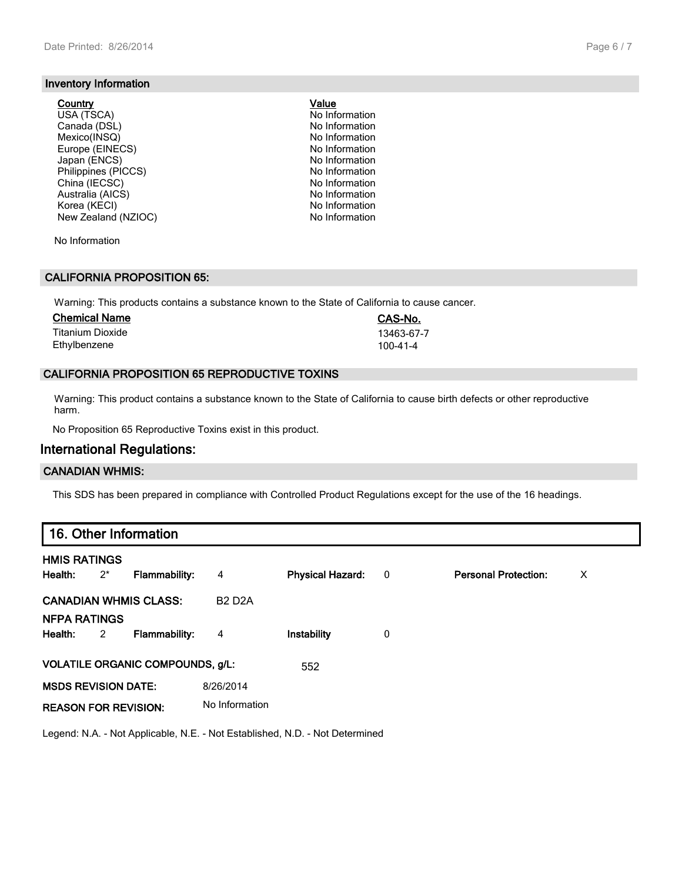### Inventory Information

| Country | Value |
|---|---|
| USA (TSCA) | No Information |
| Canada (DSL) | No Information |
| Mexico(INSQ) | No Information |
| Europe (EINECS) | No Information |
| Japan (ENCS) | No Information |
| Philippines (PICCS) | No Information |
| China (IECSC) | No Information |
| Australia (AICS) | No Information |
| Korea (KECI) | No Information |
| New Zealand (NZIOC) | No Information |

No Information

### CALIFORNIA PROPOSITION 65:

Warning: This products contains a substance known to the State of California to cause cancer.

| Chemical Name | CAS-No. |
|---|---|
| Titanium Dioxide | 13463-67-7 |
| Ethylbenzene | 100-41-4 |

### CALIFORNIA PROPOSITION 65 REPRODUCTIVE TOXINS

Warning: This product contains a substance known to the State of California to cause birth defects or other reproductive harm.

No Proposition 65 Reproductive Toxins exist in this product.

## International Regulations:

### CANADIAN WHMIS:

This SDS has been prepared in compliance with Controlled Product Regulations except for the use of the 16 headings.

## 16. Other Information

**HMIS RATINGS**

| Health: | 2* | Flammability: | 4 | Physical Hazard: | 0 | Personal Protection: | X |
|---|---|---|---|---|---|---|---|

**CANADIAN WHMIS CLASS:** B2 D2A

**NFPA RATINGS**

| Health: | 2 | Flammability: | 4 | Instability | 0 |
|---|---|---|---|---|---|

**VOLATILE ORGANIC COMPOUNDS, g/L:** 552

**MSDS REVISION DATE:** 8/26/2014

**REASON FOR REVISION:** No Information

Legend: N.A. - Not Applicable, N.E. - Not Established, N.D. - Not Determined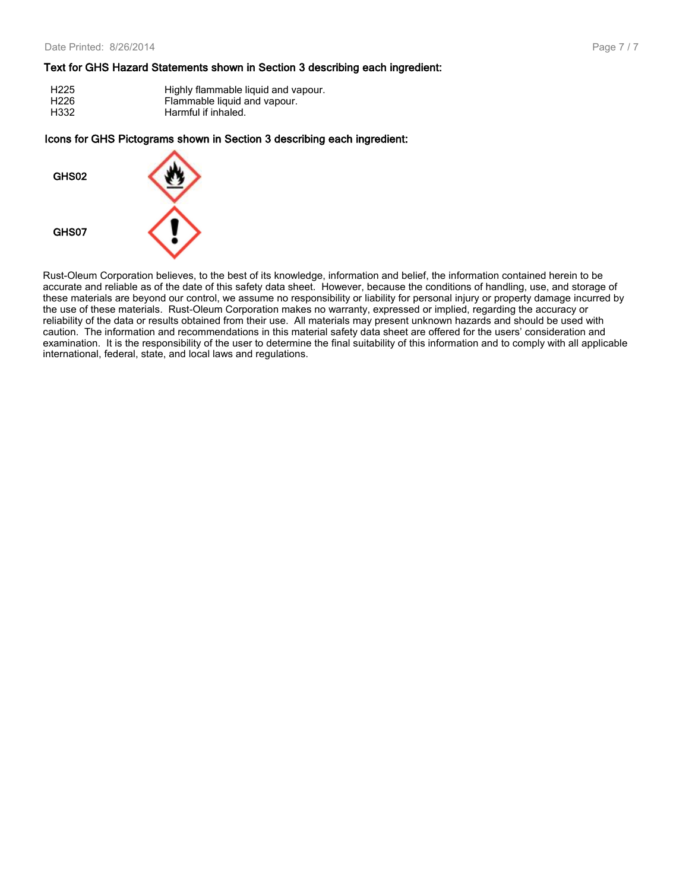### Text for GHS Hazard Statements shown in Section 3 describing each ingredient:

| | |
|---|---|
| H225 | Highly flammable liquid and vapour. |
| H226 | Flammable liquid and vapour. |
| H332 | Harmful if inhaled. |

### Icons for GHS Pictograms shown in Section 3 describing each ingredient:

GHS02

GHS07

Rust-Oleum Corporation believes, to the best of its knowledge, information and belief, the information contained herein to be accurate and reliable as of the date of this safety data sheet. However, because the conditions of handling, use, and storage of these materials are beyond our control, we assume no responsibility or liability for personal injury or property damage incurred by the use of these materials. Rust-Oleum Corporation makes no warranty, expressed or implied, regarding the accuracy or reliability of the data or results obtained from their use. All materials may present unknown hazards and should be used with caution. The information and recommendations in this material safety data sheet are offered for the users' consideration and examination. It is the responsibility of the user to determine the final suitability of this information and to comply with all applicable international, federal, state, and local laws and regulations.